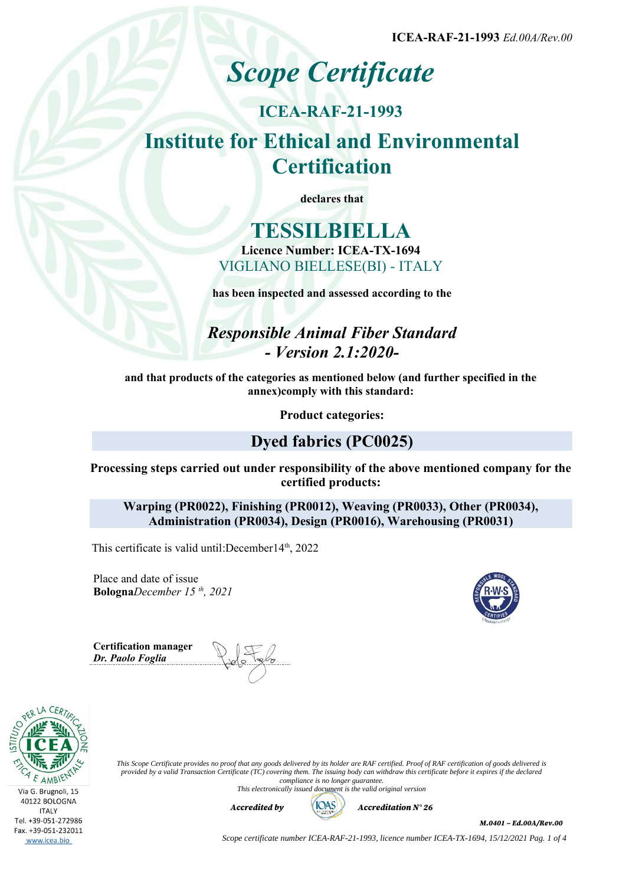**ICEA-RAF-21-1993** *Ed.00A/Rev.00*

# *Scope Certificate*

## ICEA-RAF-21-1993

## Institute for Ethical and Environmental Certification

**declares that**

# TESSILBIELLA

**Licence Number: ICEA-TX-1694**

VIGLIANO BIELLESE(BI) - ITALY

**has been inspected and assessed according to the**

## *Responsible Animal Fiber Standard - Version 2.1:2020-*

**and that products of the categories as mentioned below (and further specified in the annex)comply with this standard:**

**Product categories:**

## Dyed fabrics (PC0025)

**Processing steps carried out under responsibility of the above mentioned company for the certified products:**

**Warping (PR0022), Finishing (PR0012), Weaving (PR0033), Other (PR0034), Administration (PR0034), Design (PR0016), Warehousing (PR0031)**

This certificate is valid until:December14th, 2022

Place and date of issue
**Bologna***December 15 th, 2021*

**Certification manager**
***Dr. Paolo Foglia***

Via G. Brugnoli, 15
40122 BOLOGNA
ITALY
Tel. +39-051-272986
Fax. +39-051-232011
www.icea.bio

*This Scope Certificate provides no proof that any goods delivered by its holder are RAF certified. Proof of RAF certification of goods delivered is provided by a valid Transaction Certificate (TC) covering them. The issuing body can withdraw this certificate before it expires if the declared compliance is no longer guarantee.*

*This electronically issued document is the valid original version*

***Accredited by*** IOAS ***Accreditation N° 26***

***M.0401 – Ed.00A/Rev.00***

*Scope certificate number ICEA-RAF-21-1993, licence number ICEA-TX-1694, 15/12/2021*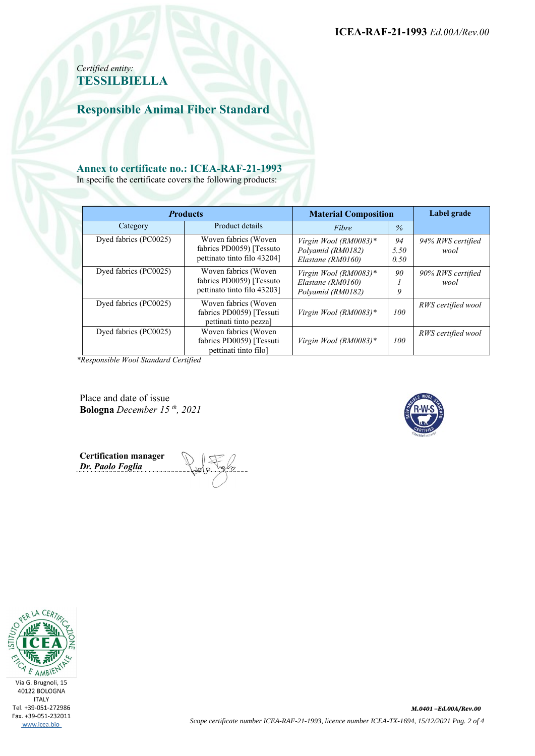ICEA-RAF-21-1993 *Ed.00A/Rev.00*

*Certified entity:*
**TESSILBIELLA**

## Responsible Animal Fiber Standard

### Annex to certificate no.: ICEA-RAF-21-1993

In specific the certificate covers the following products:

| ***Products*** | | **Material Composition** | | **Label grade** |
|---|---|---|---|---|
| Category | Product details | *Fibre* | *%* | |
| Dyed fabrics (PC0025) | Woven fabrics (Woven fabrics PD0059) [Tessuto pettinato tinto filo 43204] | *Virgin Wool (RM0083)\** <br> *Polyamid (RM0182)* <br> *Elastane (RM0160)* | *94* <br> *5.50* <br> *0.50* | *94% RWS certified wool* |
| Dyed fabrics (PC0025) | Woven fabrics (Woven fabrics PD0059) [Tessuto pettinato tinto filo 43203] | *Virgin Wool (RM0083)\** <br> *Elastane (RM0160)* <br> *Polyamid (RM0182)* | *90* <br> *1* <br> *9* | *90% RWS certified wool* |
| Dyed fabrics (PC0025) | Woven fabrics (Woven fabrics PD0059) [Tessuti pettinati tinto pezza] | *Virgin Wool (RM0083)\** | *100* | *RWS certified wool* |
| Dyed fabrics (PC0025) | Woven fabrics (Woven fabrics PD0059) [Tessuti pettinati tinto filo] | *Virgin Wool (RM0083)\** | *100* | *RWS certified wool* |

*\*Responsible Wool Standard Certified*

Place and date of issue
**Bologna** *December 15 th, 2021*

**Certification manager**
***Dr. Paolo Foglia***

Via G. Brugnoli, 15
40122 BOLOGNA
ITALY
Tel. +39-051-272986
Fax. +39-051-232011
www.icea.bio

***M.0401 –Ed.00A/Rev.00***

*Scope certificate number ICEA-RAF-21-1993, licence number ICEA-TX-1694, 15/12/2021*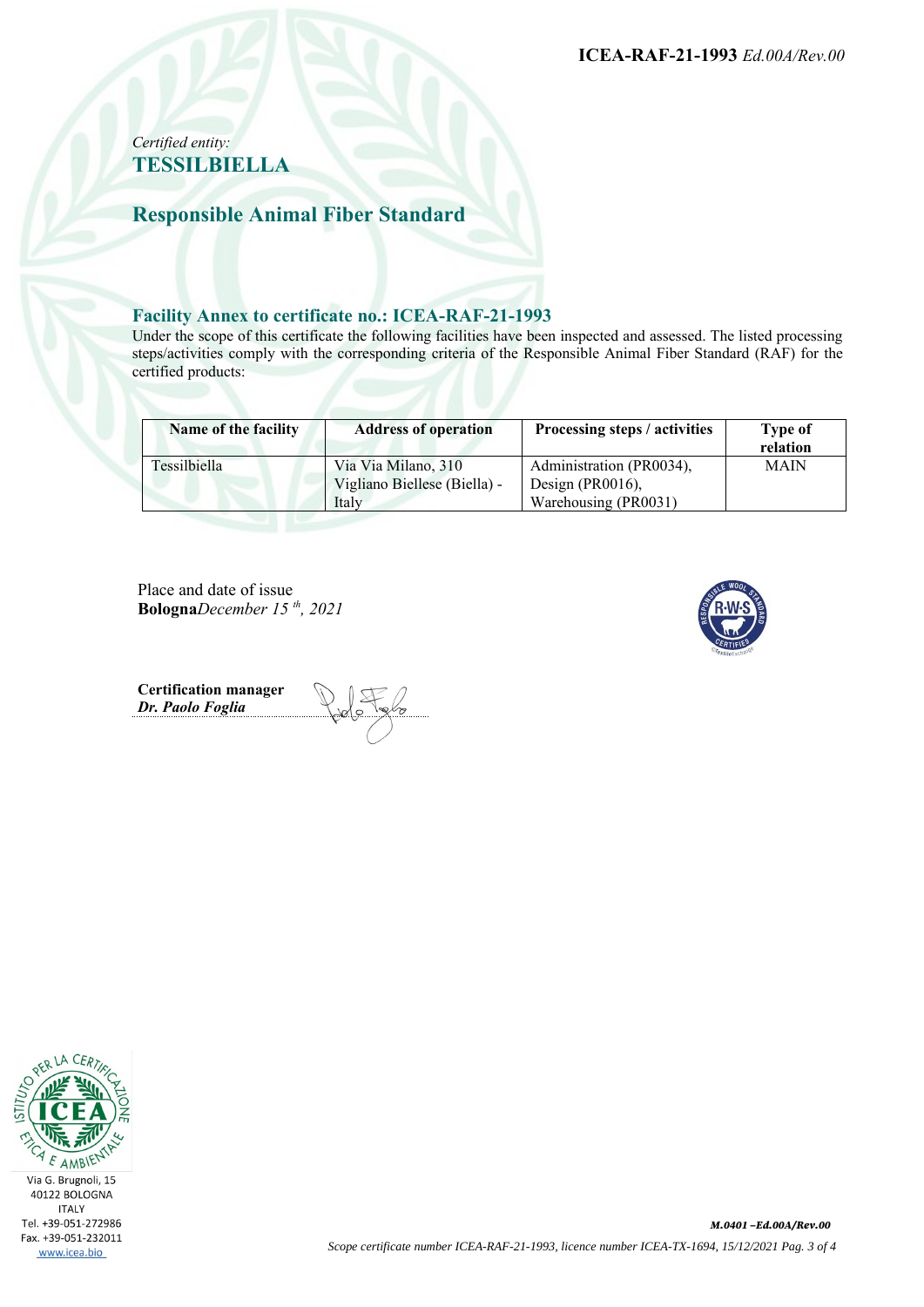*Certified entity:*
**TESSILBIELLA**

## Responsible Animal Fiber Standard

### Facility Annex to certificate no.: ICEA-RAF-21-1993

Under the scope of this certificate the following facilities have been inspected and assessed. The listed processing steps/activities comply with the corresponding criteria of the Responsible Animal Fiber Standard (RAF) for the certified products:

| Name of the facility | Address of operation | Processing steps / activities | Type of relation |
|---|---|---|---|
| Tessilbiella | Via Via Milano, 310 Vigliano Biellese (Biella) - Italy | Administration (PR0034), Design (PR0016), Warehousing (PR0031) | MAIN |

Place and date of issue
**Bologna***December 15 th, 2021*

**Certification manager**
***Dr. Paolo Foglia***

Via G. Brugnoli, 15
40122 BOLOGNA
ITALY
Tel. +39-051-272986
Fax. +39-051-232011
www.icea.bio

*M.0401 –Ed.00A/Rev.00*

*Scope certificate number ICEA-RAF-21-1993, licence number ICEA-TX-1694, 15/12/2021*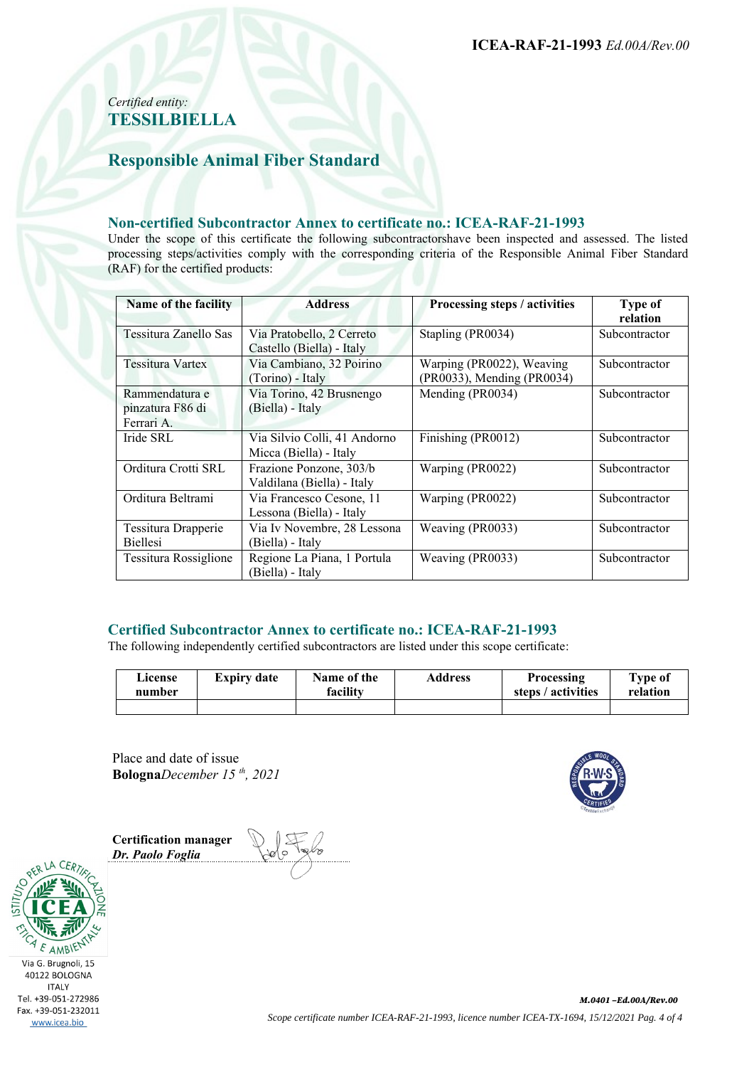**ICEA-RAF-21-1993** *Ed.00A/Rev.00*

*Certified entity:*
## TESSILBIELLA

## Responsible Animal Fiber Standard

### Non-certified Subcontractor Annex to certificate no.: ICEA-RAF-21-1993

Under the scope of this certificate the following subcontractorshave been inspected and assessed. The listed processing steps/activities comply with the corresponding criteria of the Responsible Animal Fiber Standard (RAF) for the certified products:

| Name of the facility | Address | Processing steps / activities | Type of relation |
|---|---|---|---|
| Tessitura Zanello Sas | Via Pratobello, 2 Cerreto Castello (Biella) - Italy | Stapling (PR0034) | Subcontractor |
| Tessitura Vartex | Via Cambiano, 32 Poirino (Torino) - Italy | Warping (PR0022), Weaving (PR0033), Mending (PR0034) | Subcontractor |
| Rammendatura e pinzatura F86 di Ferrari A. | Via Torino, 42 Brusnengo (Biella) - Italy | Mending (PR0034) | Subcontractor |
| Iride SRL | Via Silvio Colli, 41 Andorno Micca (Biella) - Italy | Finishing (PR0012) | Subcontractor |
| Orditura Crotti SRL | Frazione Ponzone, 303/b Valdilana (Biella) - Italy | Warping (PR0022) | Subcontractor |
| Orditura Beltrami | Via Francesco Cesone, 11 Lessona (Biella) - Italy | Warping (PR0022) | Subcontractor |
| Tessitura Drapperie Biellesi | Via Iv Novembre, 28 Lessona (Biella) - Italy | Weaving (PR0033) | Subcontractor |
| Tessitura Rossiglione | Regione La Piana, 1 Portula (Biella) - Italy | Weaving (PR0033) | Subcontractor |

### Certified Subcontractor Annex to certificate no.: ICEA-RAF-21-1993

The following independently certified subcontractors are listed under this scope certificate:

| License number | Expiry date | Name of the facility | Address | Processing steps / activities | Type of relation |
|---|---|---|---|---|---|
| | | | | | |

Place and date of issue
**Bologna***December 15 th, 2021*

**Certification manager**
***Dr. Paolo Foglia***

Via G. Brugnoli, 15
40122 BOLOGNA
ITALY
Tel. +39-051-272986
Fax. +39-051-232011
www.icea.bio

*M.0401 –Ed.00A/Rev.00*

*Scope certificate number ICEA-RAF-21-1993, licence number ICEA-TX-1694, 15/12/2021*